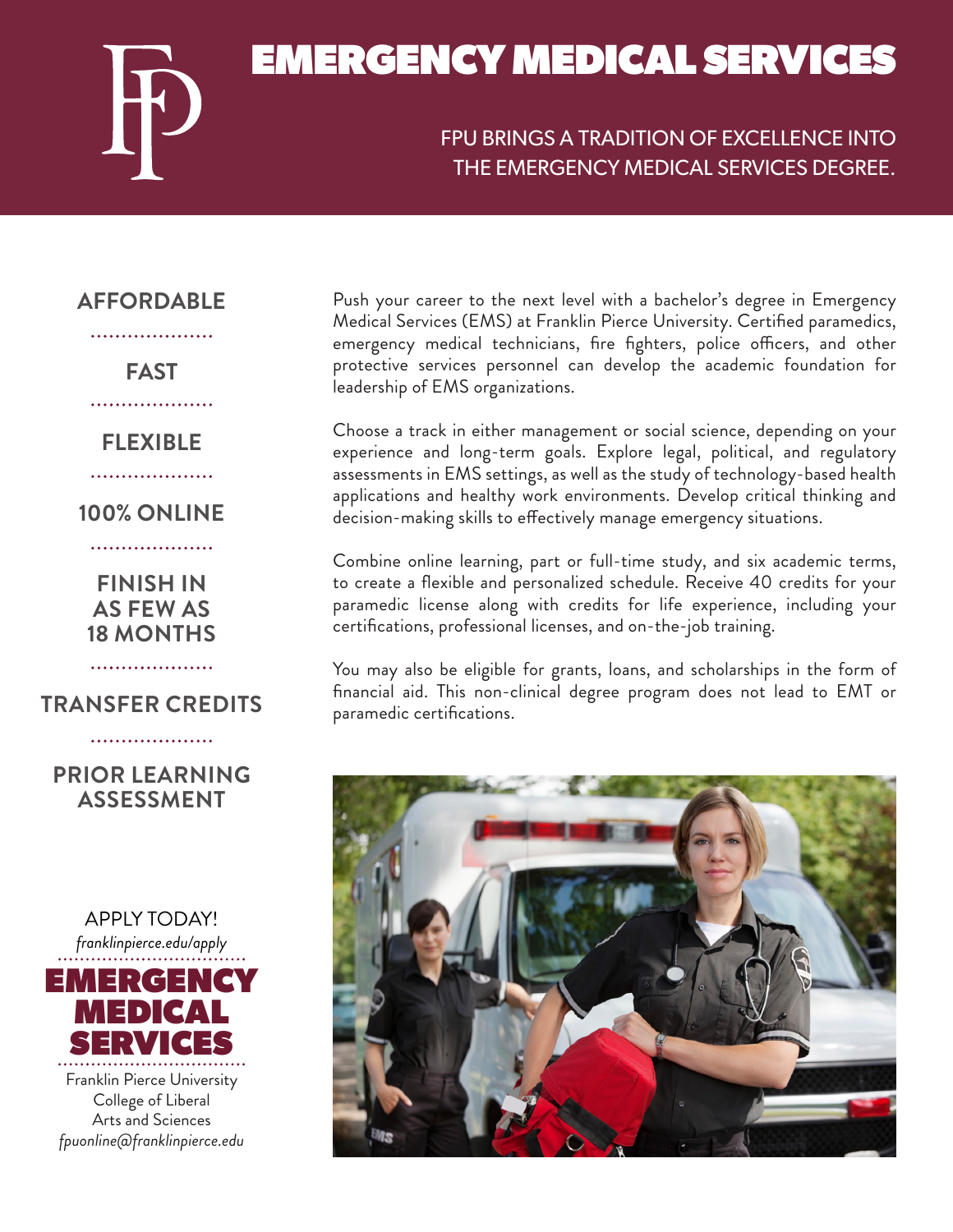# EMERGENCY MEDICAL SERVICES

FPU BRINGS A TRADITION OF EXCELLENCE INTO THE EMERGENCY MEDICAL SERVICES DEGREE.

**AFFORDABLE**

**FAST**

**FLEXIBLE**

**100% ONLINE**

**FINISH IN AS FEW AS 18 MONTHS**

**TRANSFER CREDITS**

**PRIOR LEARNING ASSESSMENT**

Push your career to the next level with a bachelor's degree in Emergency Medical Services (EMS) at Franklin Pierce University. Certified paramedics, emergency medical technicians, fire fighters, police officers, and other protective services personnel can develop the academic foundation for leadership of EMS organizations.

Choose a track in either management or social science, depending on your experience and long-term goals. Explore legal, political, and regulatory assessments in EMS settings, as well as the study of technology-based health applications and healthy work environments. Develop critical thinking and decision-making skills to effectively manage emergency situations.

Combine online learning, part or full-time study, and six academic terms, to create a flexible and personalized schedule. Receive 40 credits for your paramedic license along with credits for life experience, including your certifications, professional licenses, and on-the-job training.

You may also be eligible for grants, loans, and scholarships in the form of financial aid. This non-clinical degree program does not lead to EMT or paramedic certifications.

APPLY TODAY!
*franklinpierce.edu/apply*

**EMERGENCY MEDICAL SERVICES**

Franklin Pierce University
College of Liberal Arts and Sciences
*fpuonline@franklinpierce.edu*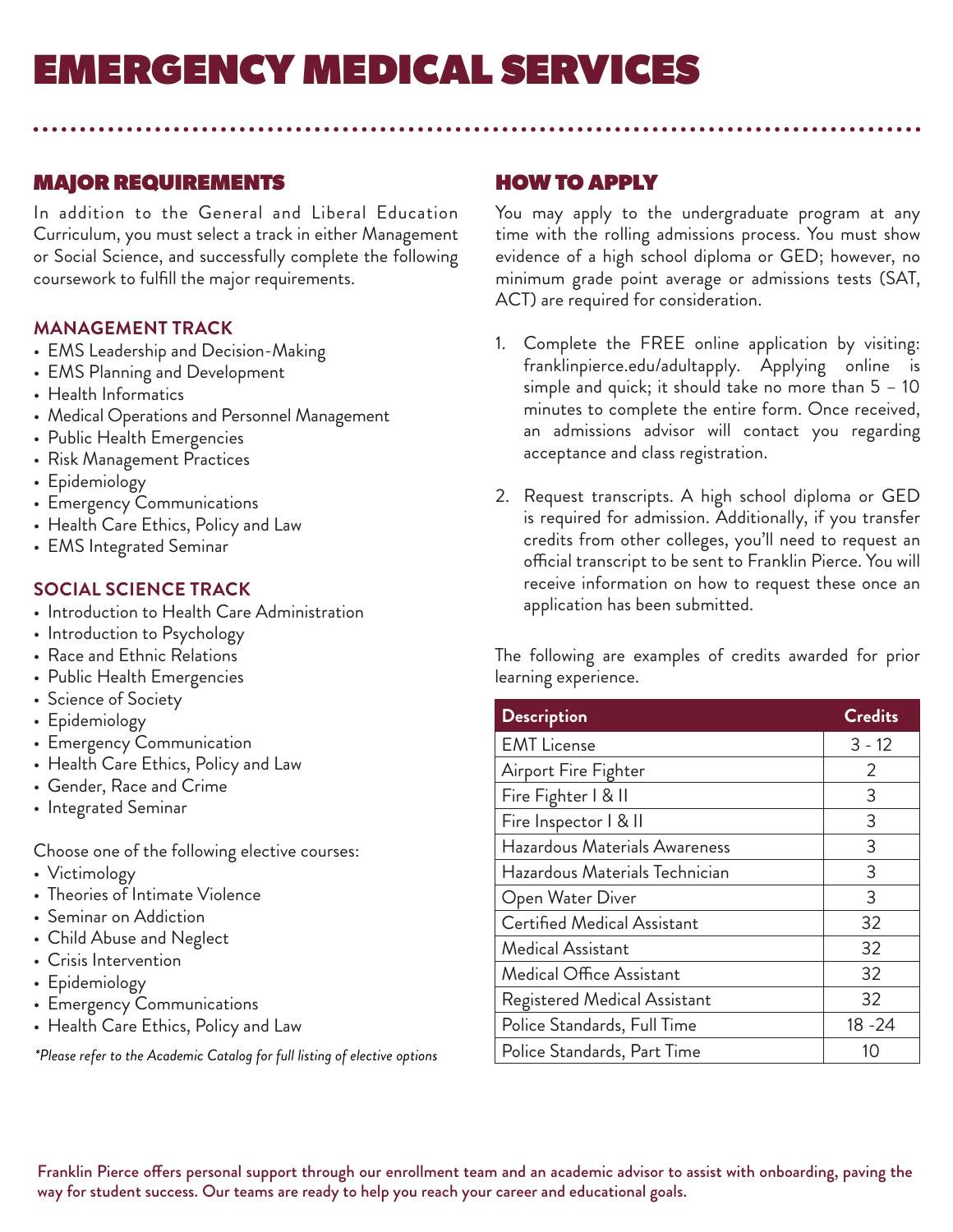# EMERGENCY MEDICAL SERVICES

## MAJOR REQUIREMENTS

In addition to the General and Liberal Education Curriculum, you must select a track in either Management or Social Science, and successfully complete the following coursework to fulfill the major requirements.

### MANAGEMENT TRACK

- EMS Leadership and Decision-Making
- EMS Planning and Development
- Health Informatics
- Medical Operations and Personnel Management
- Public Health Emergencies
- Risk Management Practices
- Epidemiology
- Emergency Communications
- Health Care Ethics, Policy and Law
- EMS Integrated Seminar

### SOCIAL SCIENCE TRACK

- Introduction to Health Care Administration
- Introduction to Psychology
- Race and Ethnic Relations
- Public Health Emergencies
- Science of Society
- Epidemiology
- Emergency Communication
- Health Care Ethics, Policy and Law
- Gender, Race and Crime
- Integrated Seminar

Choose one of the following elective courses:

- Victimology
- Theories of Intimate Violence
- Seminar on Addiction
- Child Abuse and Neglect
- Crisis Intervention
- Epidemiology
- Emergency Communications
- Health Care Ethics, Policy and Law

*\*Please refer to the Academic Catalog for full listing of elective options*

## HOW TO APPLY

You may apply to the undergraduate program at any time with the rolling admissions process. You must show evidence of a high school diploma or GED; however, no minimum grade point average or admissions tests (SAT, ACT) are required for consideration.

1. Complete the FREE online application by visiting: franklinpierce.edu/adultapply. Applying online is simple and quick; it should take no more than 5 – 10 minutes to complete the entire form. Once received, an admissions advisor will contact you regarding acceptance and class registration.

2. Request transcripts. A high school diploma or GED is required for admission. Additionally, if you transfer credits from other colleges, you'll need to request an official transcript to be sent to Franklin Pierce. You will receive information on how to request these once an application has been submitted.

The following are examples of credits awarded for prior learning experience.

| Description | Credits |
|---|---|
| EMT License | 3 - 12 |
| Airport Fire Fighter | 2 |
| Fire Fighter I & II | 3 |
| Fire Inspector I & II | 3 |
| Hazardous Materials Awareness | 3 |
| Hazardous Materials Technician | 3 |
| Open Water Diver | 3 |
| Certified Medical Assistant | 32 |
| Medical Assistant | 32 |
| Medical Office Assistant | 32 |
| Registered Medical Assistant | 32 |
| Police Standards, Full Time | 18 -24 |
| Police Standards, Part Time | 10 |

Franklin Pierce offers personal support through our enrollment team and an academic advisor to assist with onboarding, paving the way for student success. Our teams are ready to help you reach your career and educational goals.